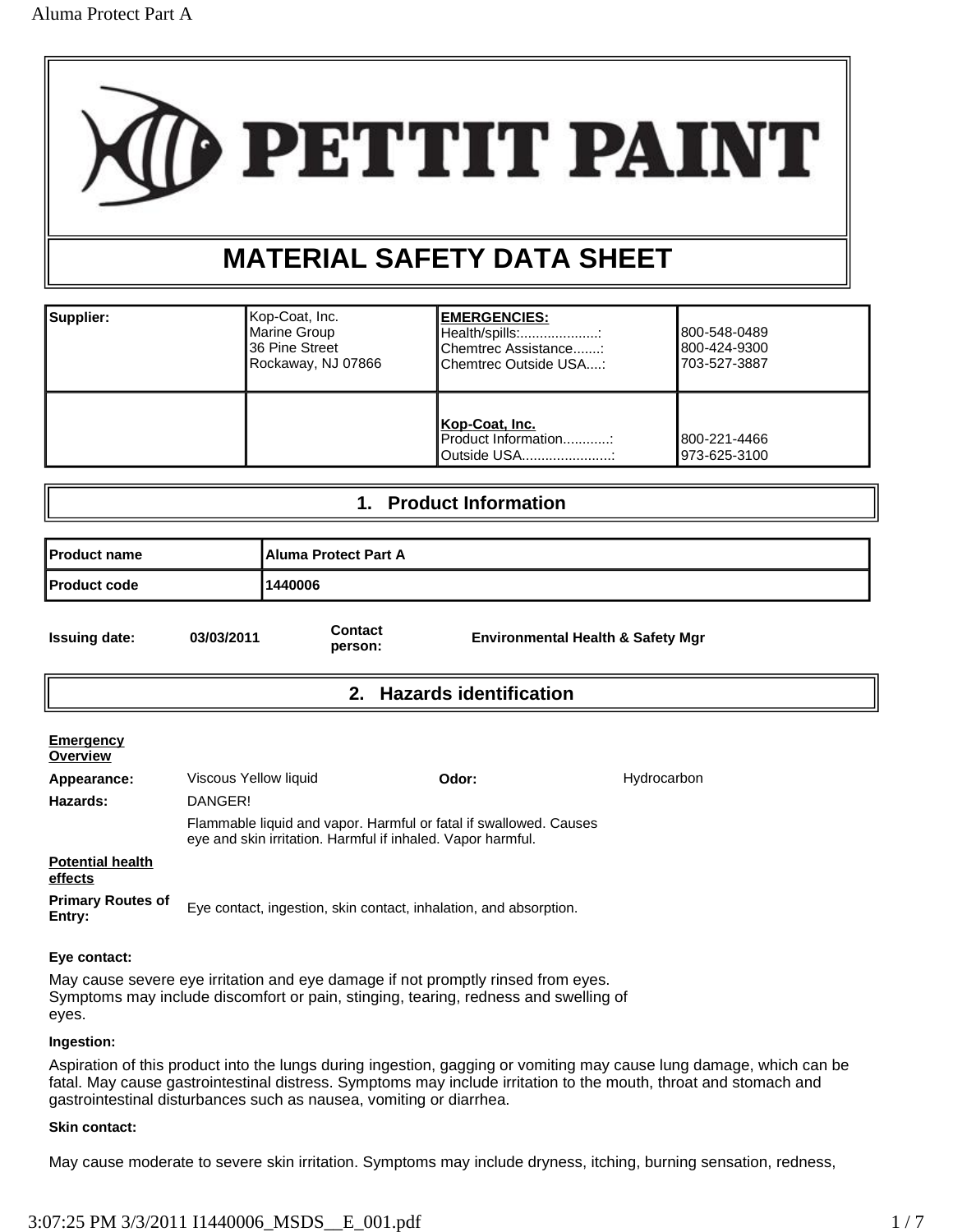# PETTIT PAINT

# MATERIAL SAFETY DATA SHEET

| Supplier: | Kop-Coat, Inc.<br>Marine Group<br>36 Pine Street<br>Rockaway, NJ 07866 | **EMERGENCIES:**<br>Health/spills:....................:<br>Chemtrec Assistance.......:<br>Chemtrec Outside USA....: | 800-548-0489<br>800-424-9300<br>703-527-3887 |
|---|---|---|---|
| | | **Kop-Coat, Inc.**<br>Product Information............:<br>Outside USA.......................: | 800-221-4466<br>973-625-3100 |

## 1. Product Information

| Product name | Aluma Protect Part A |
|---|---|
| Product code | 1440006 |

**Issuing date:** 03/03/2011 **Contact person:** Environmental Health & Safety Mgr

## 2. Hazards identification

**Emergency Overview**

**Appearance:** Viscous Yellow liquid **Odor:** Hydrocarbon

**Hazards:** DANGER!

Flammable liquid and vapor. Harmful or fatal if swallowed. Causes eye and skin irritation. Harmful if inhaled. Vapor harmful.

**Potential health effects**

**Primary Routes of Entry:** Eye contact, ingestion, skin contact, inhalation, and absorption.

**Eye contact:**

May cause severe eye irritation and eye damage if not promptly rinsed from eyes. Symptoms may include discomfort or pain, stinging, tearing, redness and swelling of eyes.

**Ingestion:**

Aspiration of this product into the lungs during ingestion, gagging or vomiting may cause lung damage, which can be fatal. May cause gastrointestinal distress. Symptoms may include irritation to the mouth, throat and stomach and gastrointestinal disturbances such as nausea, vomiting or diarrhea.

**Skin contact:**

May cause moderate to severe skin irritation. Symptoms may include dryness, itching, burning sensation, redness,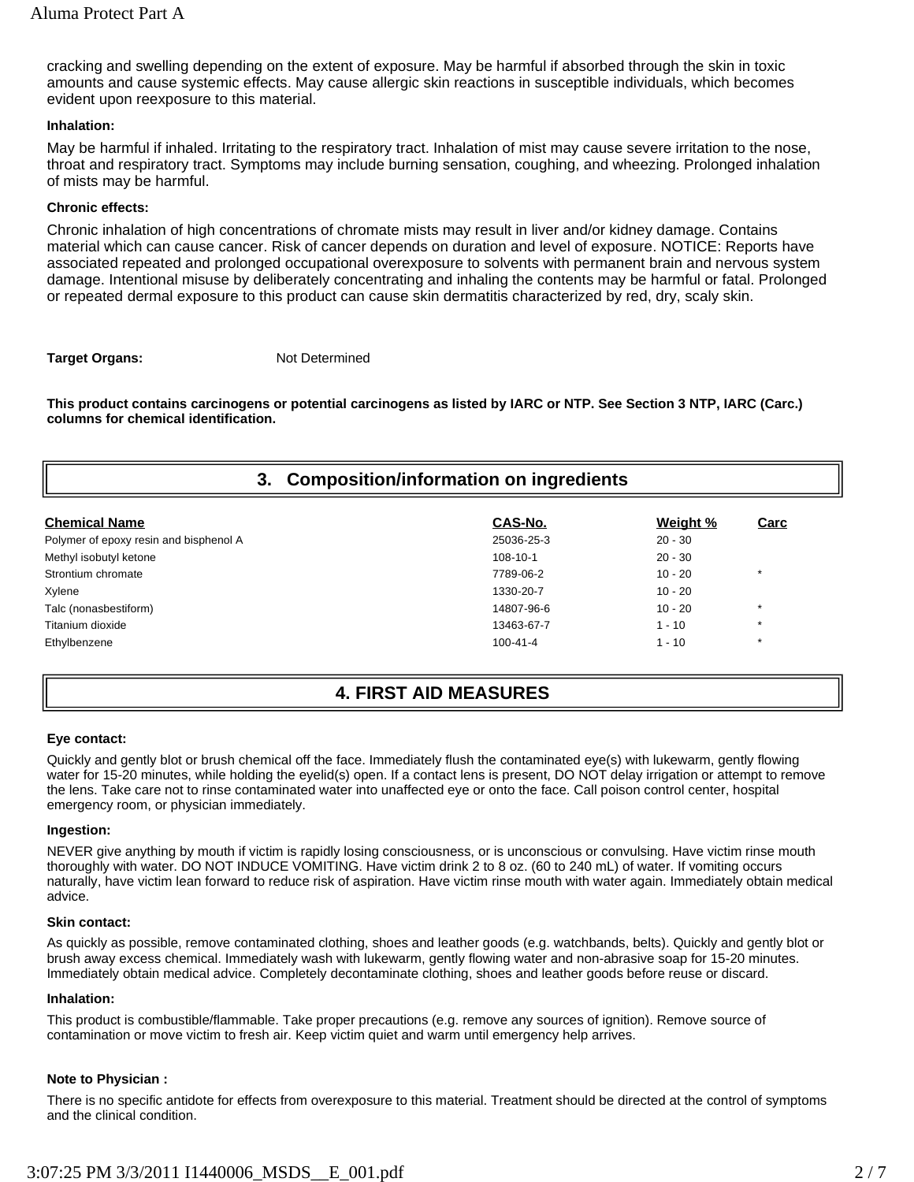cracking and swelling depending on the extent of exposure. May be harmful if absorbed through the skin in toxic amounts and cause systemic effects. May cause allergic skin reactions in susceptible individuals, which becomes evident upon reexposure to this material.

**Inhalation:**

May be harmful if inhaled. Irritating to the respiratory tract. Inhalation of mist may cause severe irritation to the nose, throat and respiratory tract. Symptoms may include burning sensation, coughing, and wheezing. Prolonged inhalation of mists may be harmful.

**Chronic effects:**

Chronic inhalation of high concentrations of chromate mists may result in liver and/or kidney damage. Contains material which can cause cancer. Risk of cancer depends on duration and level of exposure. NOTICE: Reports have associated repeated and prolonged occupational overexposure to solvents with permanent brain and nervous system damage. Intentional misuse by deliberately concentrating and inhaling the contents may be harmful or fatal. Prolonged or repeated dermal exposure to this product can cause skin dermatitis characterized by red, dry, scaly skin.

**Target Organs:** Not Determined

**This product contains carcinogens or potential carcinogens as listed by IARC or NTP. See Section 3 NTP, IARC (Carc.) columns for chemical identification.**

## 3. Composition/information on ingredients

| Chemical Name | CAS-No. | Weight % | Carc |
|---|---|---|---|
| Polymer of epoxy resin and bisphenol A | 25036-25-3 | 20 - 30 | |
| Methyl isobutyl ketone | 108-10-1 | 20 - 30 | |
| Strontium chromate | 7789-06-2 | 10 - 20 | * |
| Xylene | 1330-20-7 | 10 - 20 | |
| Talc (nonasbestiform) | 14807-96-6 | 10 - 20 | * |
| Titanium dioxide | 13463-67-7 | 1 - 10 | * |
| Ethylbenzene | 100-41-4 | 1 - 10 | * |

## 4. FIRST AID MEASURES

**Eye contact:**

Quickly and gently blot or brush chemical off the face. Immediately flush the contaminated eye(s) with lukewarm, gently flowing water for 15-20 minutes, while holding the eyelid(s) open. If a contact lens is present, DO NOT delay irrigation or attempt to remove the lens. Take care not to rinse contaminated water into unaffected eye or onto the face. Call poison control center, hospital emergency room, or physician immediately.

**Ingestion:**

NEVER give anything by mouth if victim is rapidly losing consciousness, or is unconscious or convulsing. Have victim rinse mouth thoroughly with water. DO NOT INDUCE VOMITING. Have victim drink 2 to 8 oz. (60 to 240 mL) of water. If vomiting occurs naturally, have victim lean forward to reduce risk of aspiration. Have victim rinse mouth with water again. Immediately obtain medical advice.

**Skin contact:**

As quickly as possible, remove contaminated clothing, shoes and leather goods (e.g. watchbands, belts). Quickly and gently blot or brush away excess chemical. Immediately wash with lukewarm, gently flowing water and non-abrasive soap for 15-20 minutes. Immediately obtain medical advice. Completely decontaminate clothing, shoes and leather goods before reuse or discard.

**Inhalation:**

This product is combustible/flammable. Take proper precautions (e.g. remove any sources of ignition). Remove source of contamination or move victim to fresh air. Keep victim quiet and warm until emergency help arrives.

**Note to Physician :**

There is no specific antidote for effects from overexposure to this material. Treatment should be directed at the control of symptoms and the clinical condition.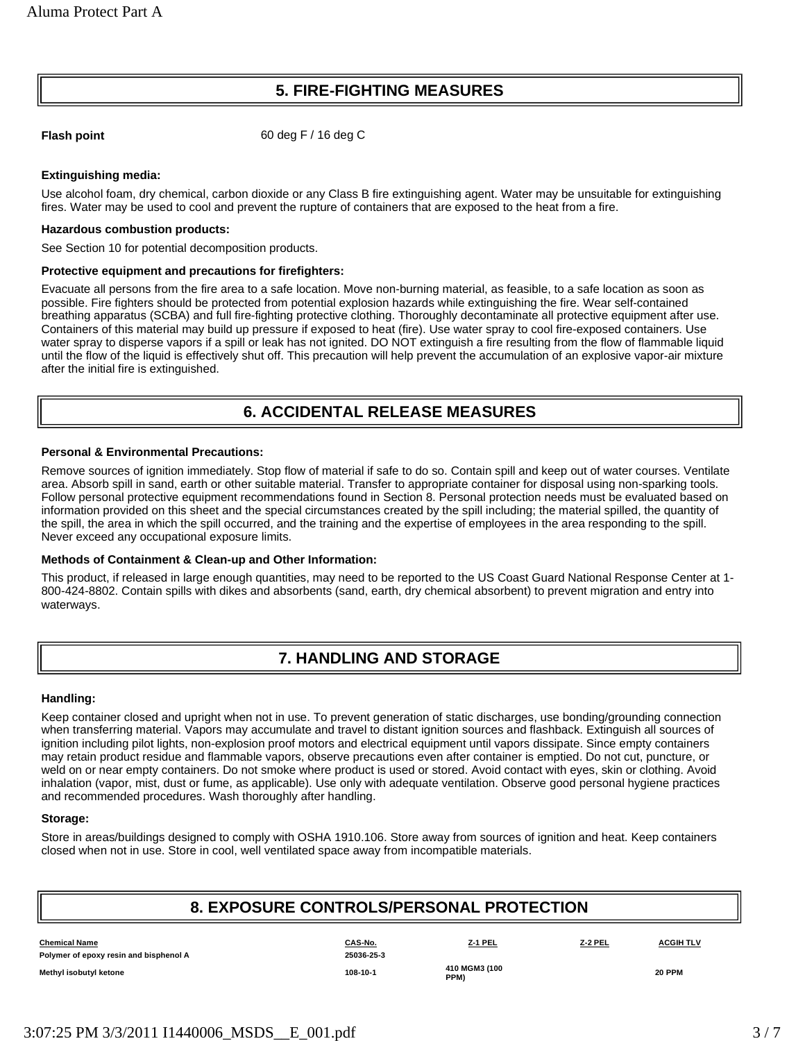## 5. FIRE-FIGHTING MEASURES

**Flash point** 60 deg F / 16 deg C

**Extinguishing media:**

Use alcohol foam, dry chemical, carbon dioxide or any Class B fire extinguishing agent. Water may be unsuitable for extinguishing fires. Water may be used to cool and prevent the rupture of containers that are exposed to the heat from a fire.

**Hazardous combustion products:**

See Section 10 for potential decomposition products.

**Protective equipment and precautions for firefighters:**

Evacuate all persons from the fire area to a safe location. Move non-burning material, as feasible, to a safe location as soon as possible. Fire fighters should be protected from potential explosion hazards while extinguishing the fire. Wear self-contained breathing apparatus (SCBA) and full fire-fighting protective clothing. Thoroughly decontaminate all protective equipment after use. Containers of this material may build up pressure if exposed to heat (fire). Use water spray to cool fire-exposed containers. Use water spray to disperse vapors if a spill or leak has not ignited. DO NOT extinguish a fire resulting from the flow of flammable liquid until the flow of the liquid is effectively shut off. This precaution will help prevent the accumulation of an explosive vapor-air mixture after the initial fire is extinguished.

## 6. ACCIDENTAL RELEASE MEASURES

**Personal & Environmental Precautions:**

Remove sources of ignition immediately. Stop flow of material if safe to do so. Contain spill and keep out of water courses. Ventilate area. Absorb spill in sand, earth or other suitable material. Transfer to appropriate container for disposal using non-sparking tools. Follow personal protective equipment recommendations found in Section 8. Personal protection needs must be evaluated based on information provided on this sheet and the special circumstances created by the spill including; the material spilled, the quantity of the spill, the area in which the spill occurred, and the training and the expertise of employees in the area responding to the spill. Never exceed any occupational exposure limits.

**Methods of Containment & Clean-up and Other Information:**

This product, if released in large enough quantities, may need to be reported to the US Coast Guard National Response Center at 1-800-424-8802. Contain spills with dikes and absorbents (sand, earth, dry chemical absorbent) to prevent migration and entry into waterways.

## 7. HANDLING AND STORAGE

**Handling:**

Keep container closed and upright when not in use. To prevent generation of static discharges, use bonding/grounding connection when transferring material. Vapors may accumulate and travel to distant ignition sources and flashback. Extinguish all sources of ignition including pilot lights, non-explosion proof motors and electrical equipment until vapors dissipate. Since empty containers may retain product residue and flammable vapors, observe precautions even after container is emptied. Do not cut, puncture, or weld on or near empty containers. Do not smoke where product is used or stored. Avoid contact with eyes, skin or clothing. Avoid inhalation (vapor, mist, dust or fume, as applicable). Use only with adequate ventilation. Observe good personal hygiene practices and recommended procedures. Wash thoroughly after handling.

**Storage:**

Store in areas/buildings designed to comply with OSHA 1910.106. Store away from sources of ignition and heat. Keep containers closed when not in use. Store in cool, well ventilated space away from incompatible materials.

## 8. EXPOSURE CONTROLS/PERSONAL PROTECTION

| Chemical Name | CAS-No. | Z-1 PEL | Z-2 PEL | ACGIH TLV |
|---|---|---|---|---|
| Polymer of epoxy resin and bisphenol A | 25036-25-3 | | | |
| Methyl isobutyl ketone | 108-10-1 | 410 MGM3 (100 PPM) | | 20 PPM |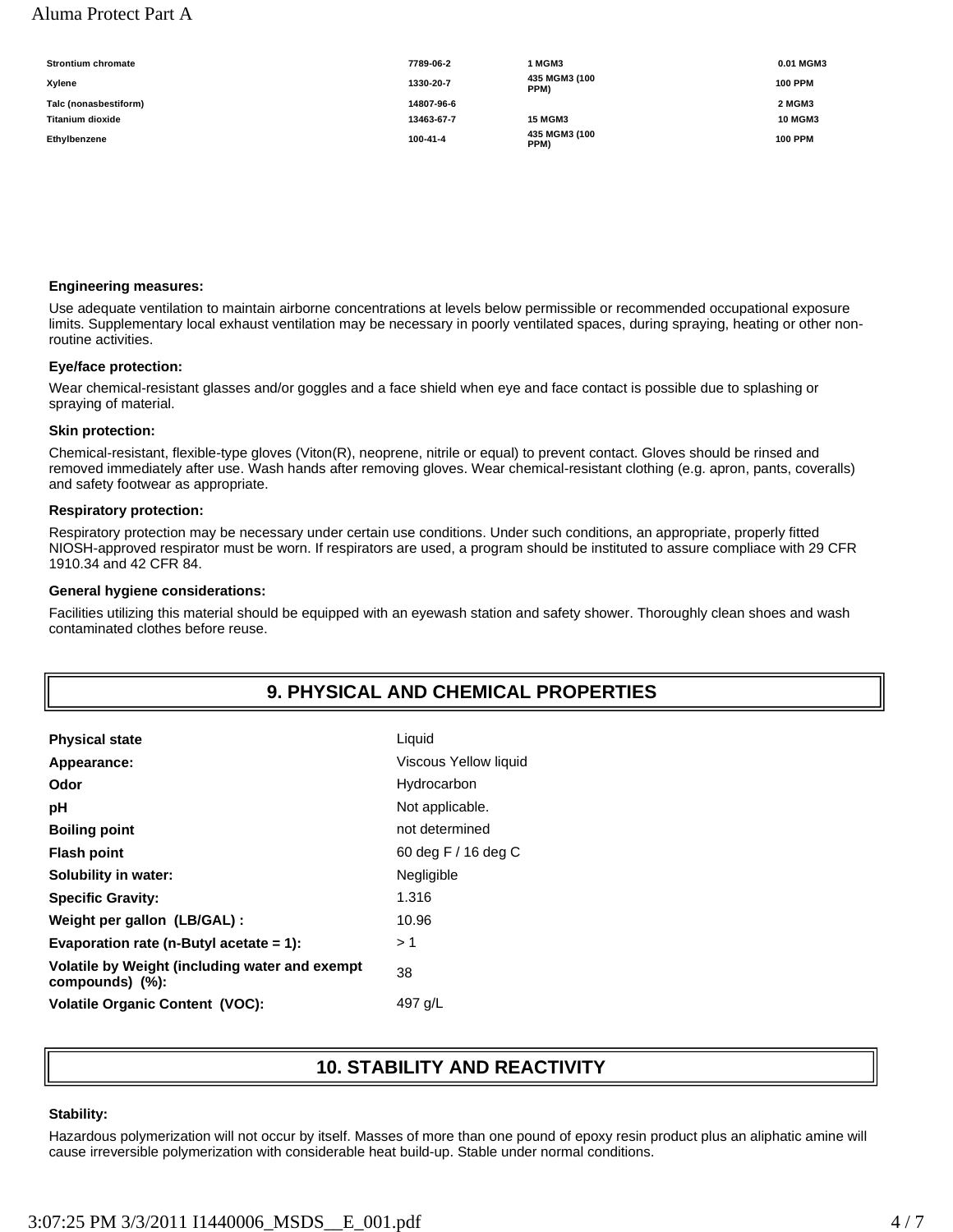| | | | |
|---|---|---|---|
| Strontium chromate | 7789-06-2 | 1 MGM3 | 0.01 MGM3 |
| Xylene | 1330-20-7 | 435 MGM3 (100 PPM) | 100 PPM |
| Talc (nonasbestiform) | 14807-96-6 | | 2 MGM3 |
| Titanium dioxide | 13463-67-7 | 15 MGM3 | 10 MGM3 |
| Ethylbenzene | 100-41-4 | 435 MGM3 (100 PPM) | 100 PPM |

**Engineering measures:**

Use adequate ventilation to maintain airborne concentrations at levels below permissible or recommended occupational exposure limits. Supplementary local exhaust ventilation may be necessary in poorly ventilated spaces, during spraying, heating or other non-routine activities.

**Eye/face protection:**

Wear chemical-resistant glasses and/or goggles and a face shield when eye and face contact is possible due to splashing or spraying of material.

**Skin protection:**

Chemical-resistant, flexible-type gloves (Viton(R), neoprene, nitrile or equal) to prevent contact. Gloves should be rinsed and removed immediately after use. Wash hands after removing gloves. Wear chemical-resistant clothing (e.g. apron, pants, coveralls) and safety footwear as appropriate.

**Respiratory protection:**

Respiratory protection may be necessary under certain use conditions. Under such conditions, an appropriate, properly fitted NIOSH-approved respirator must be worn. If respirators are used, a program should be instituted to assure compliace with 29 CFR 1910.34 and 42 CFR 84.

**General hygiene considerations:**

Facilities utilizing this material should be equipped with an eyewash station and safety shower. Thoroughly clean shoes and wash contaminated clothes before reuse.

## 9. PHYSICAL AND CHEMICAL PROPERTIES

| | |
|---|---|
| **Physical state** | Liquid |
| **Appearance:** | Viscous Yellow liquid |
| **Odor** | Hydrocarbon |
| **pH** | Not applicable. |
| **Boiling point** | not determined |
| **Flash point** | 60 deg F / 16 deg C |
| **Solubility in water:** | Negligible |
| **Specific Gravity:** | 1.316 |
| **Weight per gallon (LB/GAL) :** | 10.96 |
| **Evaporation rate (n-Butyl acetate = 1):** | > 1 |
| **Volatile by Weight (including water and exempt compounds) (%):** | 38 |
| **Volatile Organic Content (VOC):** | 497 g/L |

## 10. STABILITY AND REACTIVITY

**Stability:**

Hazardous polymerization will not occur by itself. Masses of more than one pound of epoxy resin product plus an aliphatic amine will cause irreversible polymerization with considerable heat build-up. Stable under normal conditions.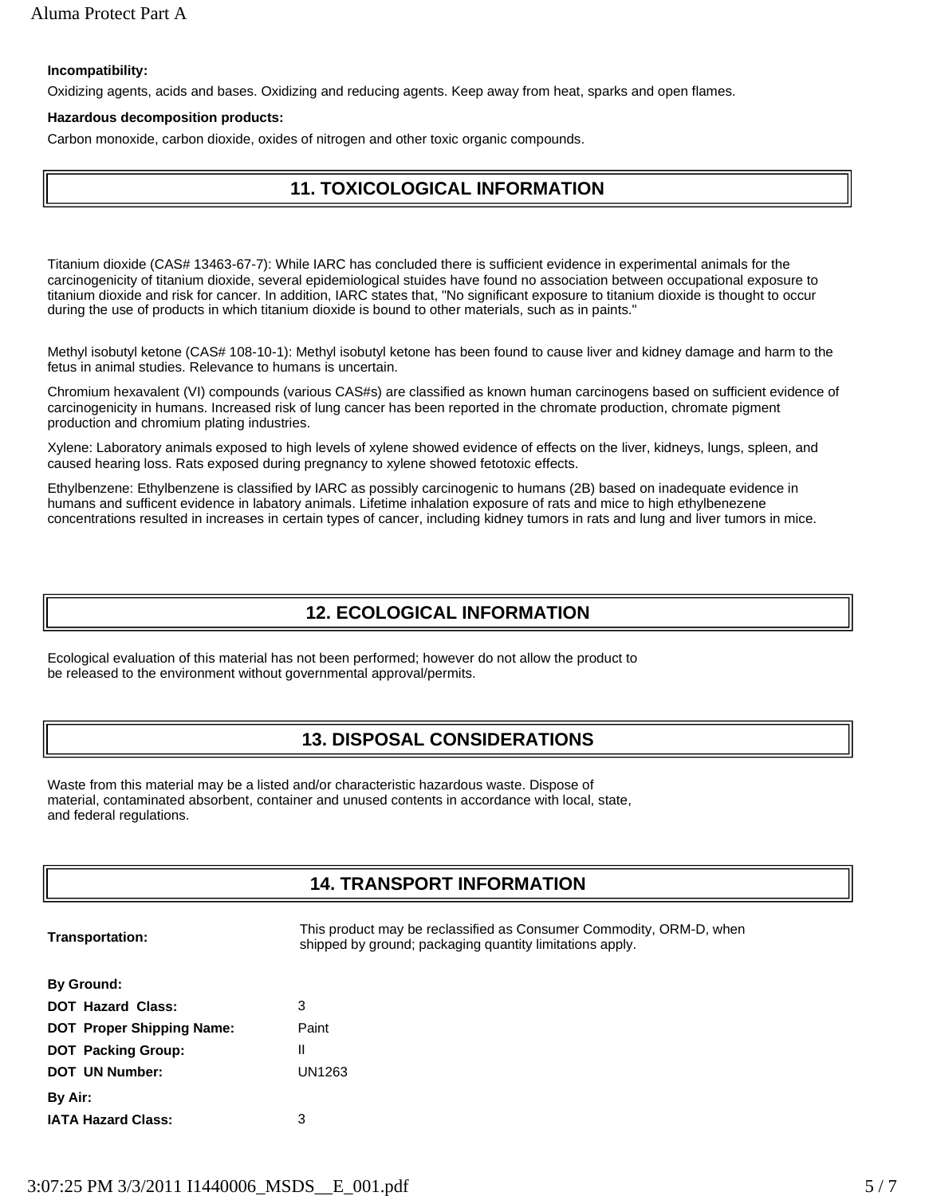**Incompatibility:**

Oxidizing agents, acids and bases. Oxidizing and reducing agents. Keep away from heat, sparks and open flames.

**Hazardous decomposition products:**

Carbon monoxide, carbon dioxide, oxides of nitrogen and other toxic organic compounds.

## 11. TOXICOLOGICAL INFORMATION

Titanium dioxide (CAS# 13463-67-7): While IARC has concluded there is sufficient evidence in experimental animals for the carcinogenicity of titanium dioxide, several epidemiological stuides have found no association between occupational exposure to titanium dioxide and risk for cancer. In addition, IARC states that, "No significant exposure to titanium dioxide is thought to occur during the use of products in which titanium dioxide is bound to other materials, such as in paints."

Methyl isobutyl ketone (CAS# 108-10-1): Methyl isobutyl ketone has been found to cause liver and kidney damage and harm to the fetus in animal studies. Relevance to humans is uncertain.

Chromium hexavalent (VI) compounds (various CAS#s) are classified as known human carcinogens based on sufficient evidence of carcinogenicity in humans. Increased risk of lung cancer has been reported in the chromate production, chromate pigment production and chromium plating industries.

Xylene: Laboratory animals exposed to high levels of xylene showed evidence of effects on the liver, kidneys, lungs, spleen, and caused hearing loss. Rats exposed during pregnancy to xylene showed fetotoxic effects.

Ethylbenzene: Ethylbenzene is classified by IARC as possibly carcinogenic to humans (2B) based on inadequate evidence in humans and sufficent evidence in labatory animals. Lifetime inhalation exposure of rats and mice to high ethylbenezene concentrations resulted in increases in certain types of cancer, including kidney tumors in rats and lung and liver tumors in mice.

## 12. ECOLOGICAL INFORMATION

Ecological evaluation of this material has not been performed; however do not allow the product to be released to the environment without governmental approval/permits.

## 13. DISPOSAL CONSIDERATIONS

Waste from this material may be a listed and/or characteristic hazardous waste. Dispose of material, contaminated absorbent, container and unused contents in accordance with local, state, and federal regulations.

## 14. TRANSPORT INFORMATION

**Transportation:** This product may be reclassified as Consumer Commodity, ORM-D, when shipped by ground; packaging quantity limitations apply.

**By Ground:**

| | |
|---|---|
| **DOT Hazard Class:** | 3 |
| **DOT Proper Shipping Name:** | Paint |
| **DOT Packing Group:** | II |
| **DOT UN Number:** | UN1263 |

**By Air:**

| | |
|---|---|
| **IATA Hazard Class:** | 3 |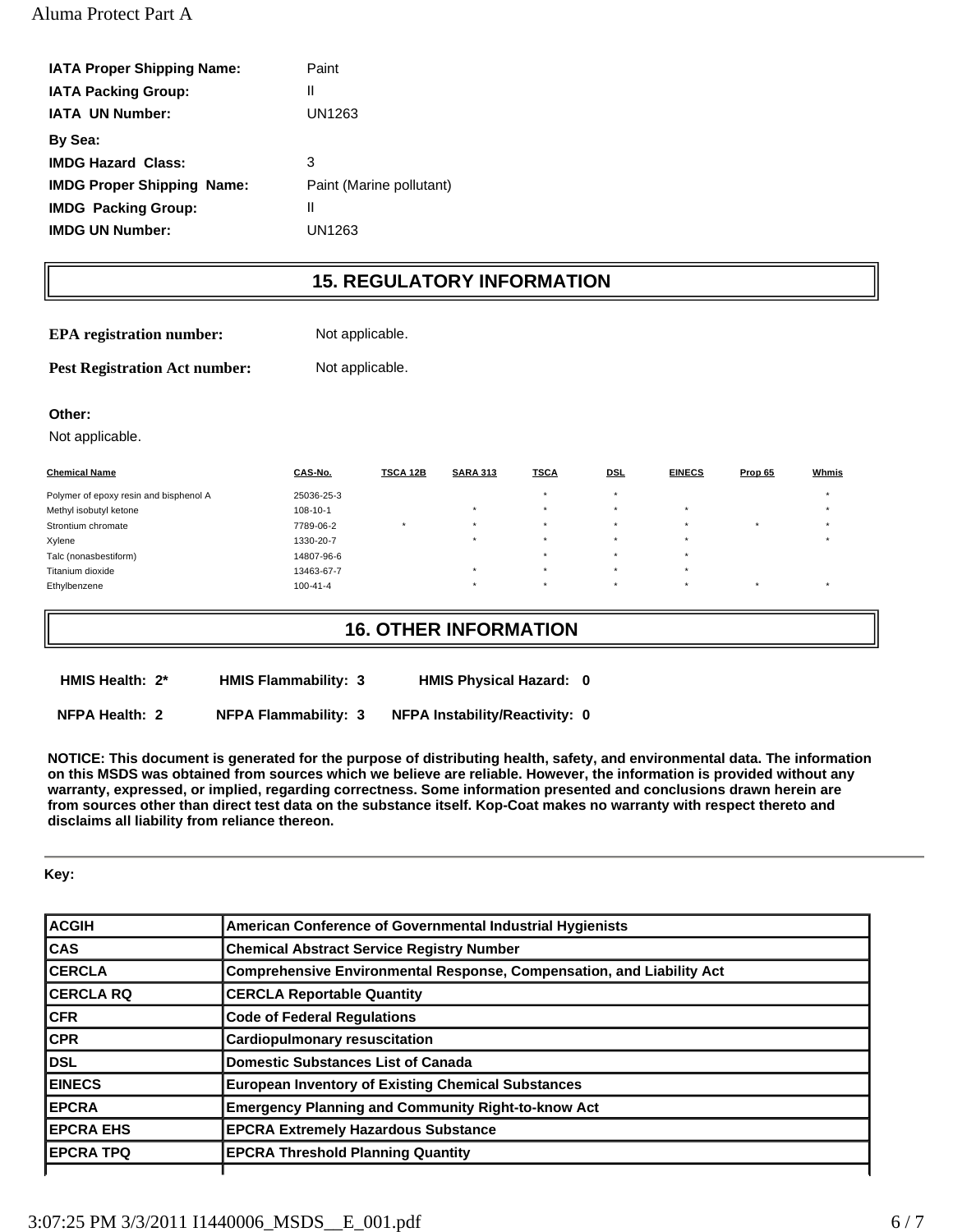| | |
|---|---|
| **IATA Proper Shipping Name:** | Paint |
| **IATA Packing Group:** | II |
| **IATA UN Number:** | UN1263 |
| **By Sea:** | |
| **IMDG Hazard Class:** | 3 |
| **IMDG Proper Shipping Name:** | Paint (Marine pollutant) |
| **IMDG Packing Group:** | II |
| **IMDG UN Number:** | UN1263 |

## 15. REGULATORY INFORMATION

**EPA registration number:** Not applicable.

**Pest Registration Act number:** Not applicable.

**Other:**

Not applicable.

| Chemical Name | CAS-No. | TSCA 12B | SARA 313 | TSCA | DSL | EINECS | Prop 65 | Whmis |
|---|---|---|---|---|---|---|---|---|
| Polymer of epoxy resin and bisphenol A | 25036-25-3 | | | * | * | | | * |
| Methyl isobutyl ketone | 108-10-1 | | * | * | * | * | | * |
| Strontium chromate | 7789-06-2 | * | * | * | * | * | * | * |
| Xylene | 1330-20-7 | | * | * | * | * | | * |
| Talc (nonasbestiform) | 14807-96-6 | | | * | * | * | | |
| Titanium dioxide | 13463-67-7 | | * | * | * | * | | |
| Ethylbenzene | 100-41-4 | | * | * | * | * | * | * |

## 16. OTHER INFORMATION

| | | |
|---|---|---|
| **HMIS Health: 2*** | **HMIS Flammability: 3** | **HMIS Physical Hazard: 0** |
| **NFPA Health: 2** | **NFPA Flammability: 3** | **NFPA Instability/Reactivity: 0** |

**NOTICE: This document is generated for the purpose of distributing health, safety, and environmental data. The information on this MSDS was obtained from sources which we believe are reliable. However, the information is provided without any warranty, expressed, or implied, regarding correctness. Some information presented and conclusions drawn herein are from sources other than direct test data on the substance itself. Kop-Coat makes no warranty with respect thereto and disclaims all liability from reliance thereon.**

**Key:**

| | |
|---|---|
| **ACGIH** | **American Conference of Governmental Industrial Hygienists** |
| **CAS** | **Chemical Abstract Service Registry Number** |
| **CERCLA** | **Comprehensive Environmental Response, Compensation, and Liability Act** |
| **CERCLA RQ** | **CERCLA Reportable Quantity** |
| **CFR** | **Code of Federal Regulations** |
| **CPR** | **Cardiopulmonary resuscitation** |
| **DSL** | **Domestic Substances List of Canada** |
| **EINECS** | **European Inventory of Existing Chemical Substances** |
| **EPCRA** | **Emergency Planning and Community Right-to-know Act** |
| **EPCRA EHS** | **EPCRA Extremely Hazardous Substance** |
| **EPCRA TPQ** | **EPCRA Threshold Planning Quantity** |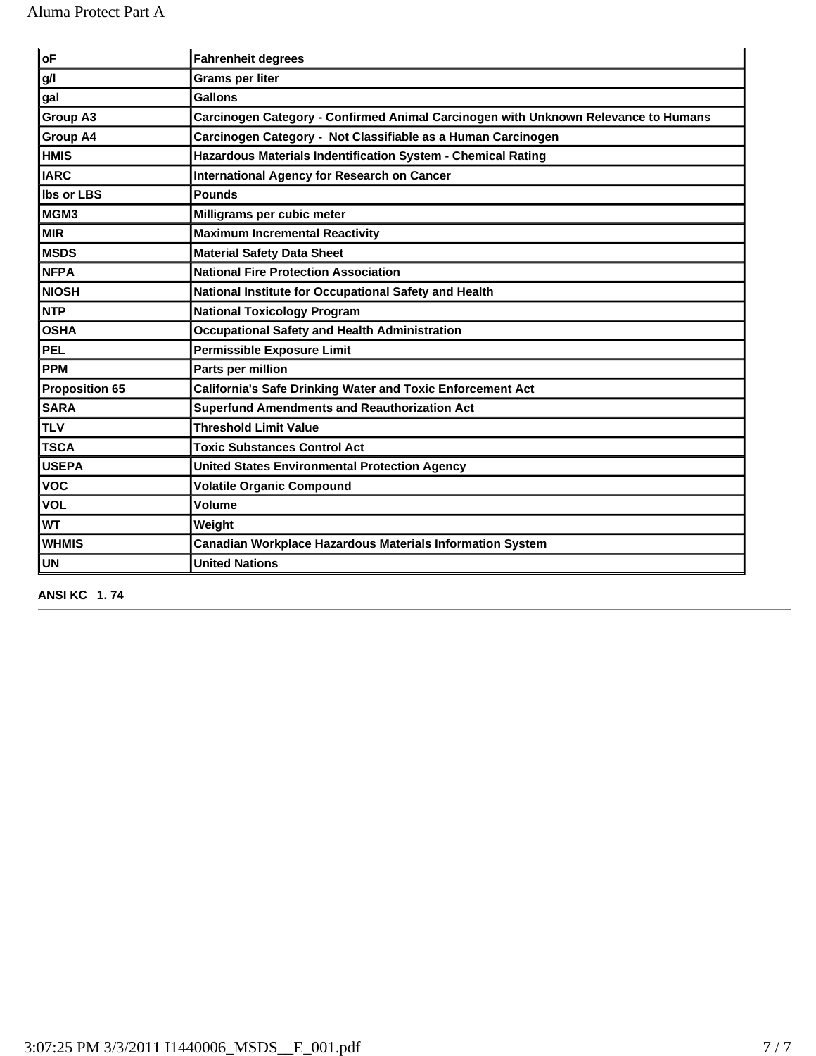| oF | Fahrenheit degrees |
|---|---|
| g/l | Grams per liter |
| gal | Gallons |
| Group A3 | Carcinogen Category - Confirmed Animal Carcinogen with Unknown Relevance to Humans |
| Group A4 | Carcinogen Category - Not Classifiable as a Human Carcinogen |
| HMIS | Hazardous Materials Indentification System - Chemical Rating |
| IARC | International Agency for Research on Cancer |
| lbs or LBS | Pounds |
| MGM3 | Milligrams per cubic meter |
| MIR | Maximum Incremental Reactivity |
| MSDS | Material Safety Data Sheet |
| NFPA | National Fire Protection Association |
| NIOSH | National Institute for Occupational Safety and Health |
| NTP | National Toxicology Program |
| OSHA | Occupational Safety and Health Administration |
| PEL | Permissible Exposure Limit |
| PPM | Parts per million |
| Proposition 65 | California's Safe Drinking Water and Toxic Enforcement Act |
| SARA | Superfund Amendments and Reauthorization Act |
| TLV | Threshold Limit Value |
| TSCA | Toxic Substances Control Act |
| USEPA | United States Environmental Protection Agency |
| VOC | Volatile Organic Compound |
| VOL | Volume |
| WT | Weight |
| WHMIS | Canadian Workplace Hazardous Materials Information System |
| UN | United Nations |

**ANSI KC 1. 74**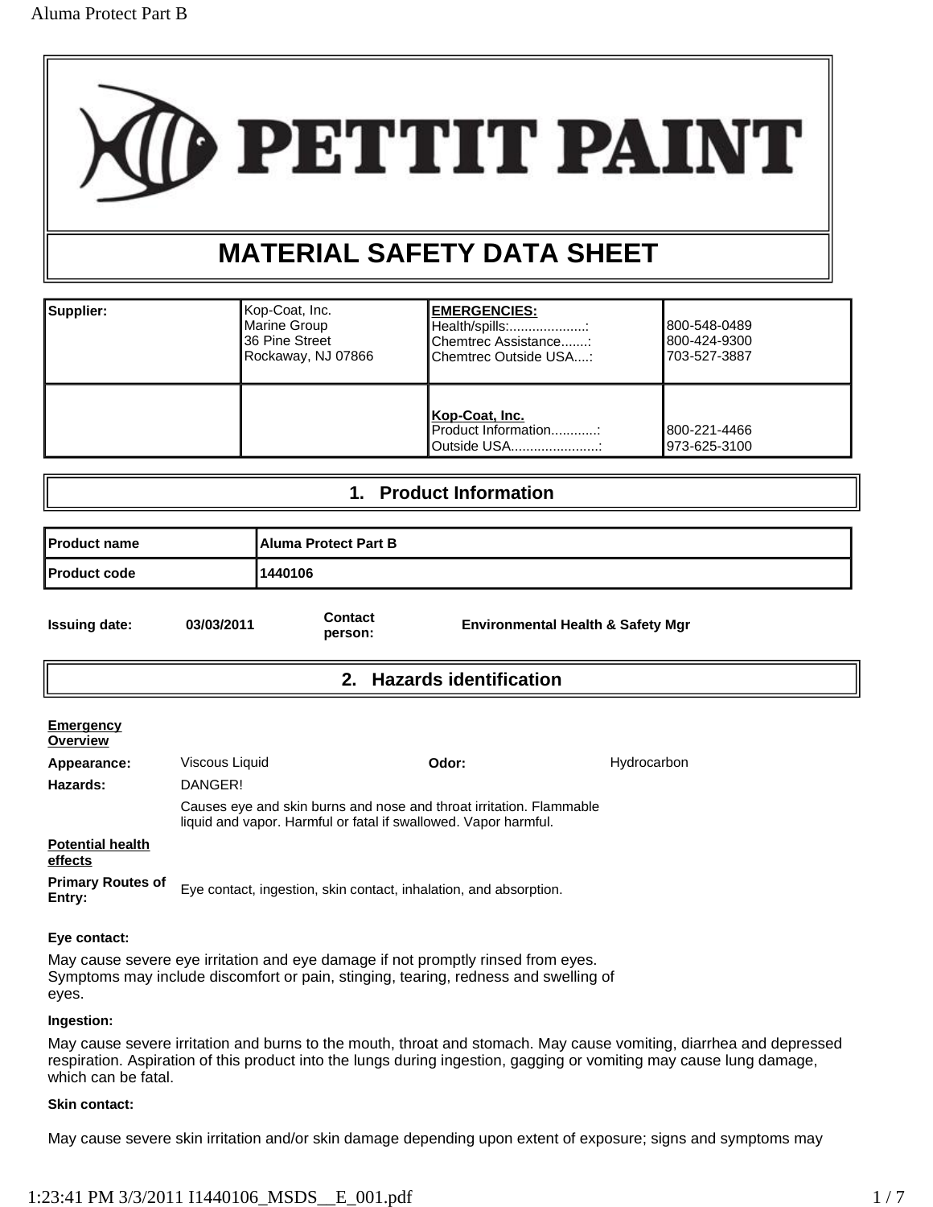# PETTIT PAINT

# MATERIAL SAFETY DATA SHEET

| Supplier: | Kop-Coat, Inc.<br>Marine Group<br>36 Pine Street<br>Rockaway, NJ 07866 | **EMERGENCIES:**<br>Health/spills:....................:<br>Chemtrec Assistance.......:<br>Chemtrec Outside USA....: | <br>800-548-0489<br>800-424-9300<br>703-527-3887 |
|---|---|---|---|
| | | **Kop-Coat, Inc.**<br>Product Information............:<br>Outside USA.......................: | <br>800-221-4466<br>973-625-3100 |

## 1. Product Information

| Product name | Aluma Protect Part B |
|---|---|
| Product code | 1440106 |

**Issuing date:** 03/03/2011 **Contact person:** Environmental Health & Safety Mgr

## 2. Hazards identification

**Emergency Overview**

**Appearance:** Viscous Liquid **Odor:** Hydrocarbon

**Hazards:** DANGER!

Causes eye and skin burns and nose and throat irritation. Flammable liquid and vapor. Harmful or fatal if swallowed. Vapor harmful.

**Potential health effects**

**Primary Routes of Entry:** Eye contact, ingestion, skin contact, inhalation, and absorption.

**Eye contact:**

May cause severe eye irritation and eye damage if not promptly rinsed from eyes. Symptoms may include discomfort or pain, stinging, tearing, redness and swelling of eyes.

**Ingestion:**

May cause severe irritation and burns to the mouth, throat and stomach. May cause vomiting, diarrhea and depressed respiration. Aspiration of this product into the lungs during ingestion, gagging or vomiting may cause lung damage, which can be fatal.

**Skin contact:**

May cause severe skin irritation and/or skin damage depending upon extent of exposure; signs and symptoms may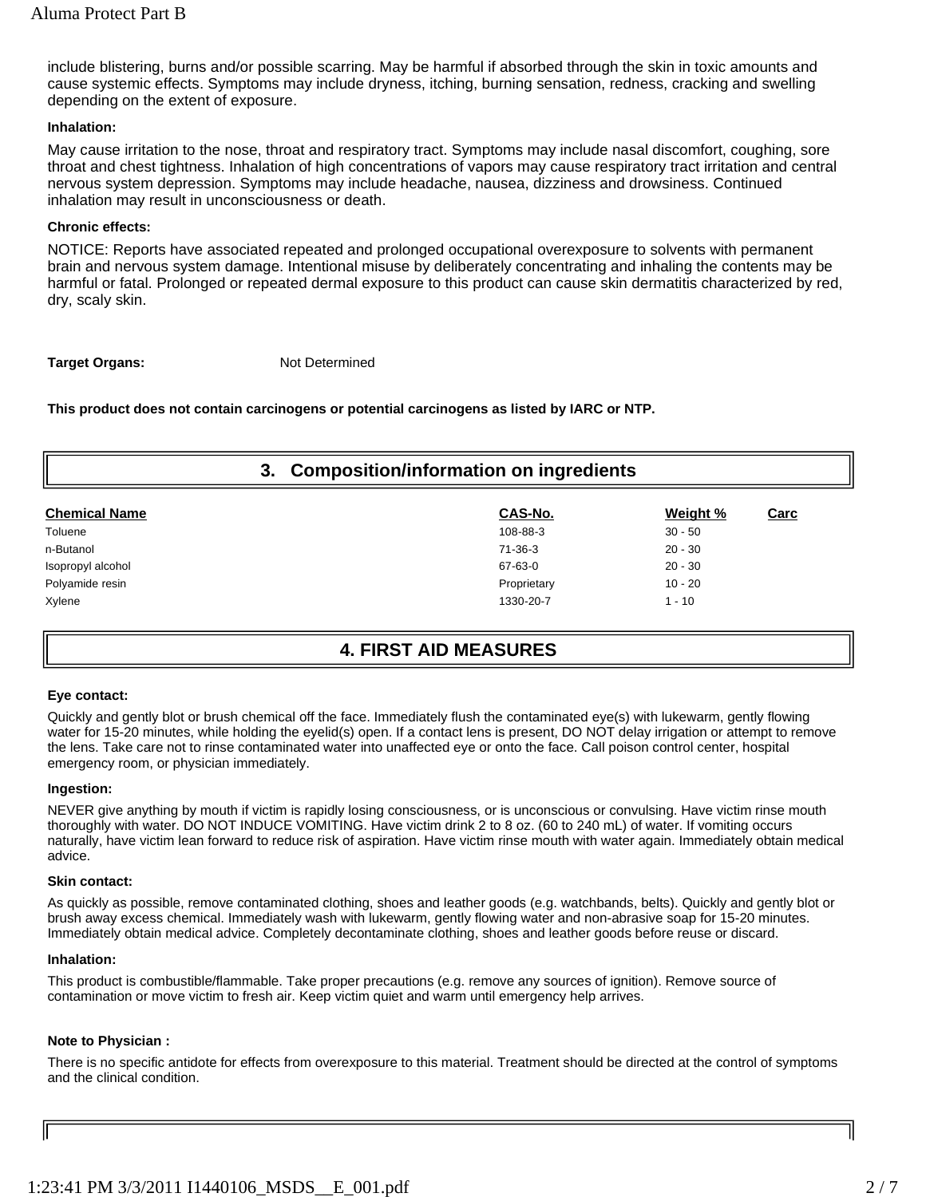include blistering, burns and/or possible scarring. May be harmful if absorbed through the skin in toxic amounts and cause systemic effects. Symptoms may include dryness, itching, burning sensation, redness, cracking and swelling depending on the extent of exposure.

**Inhalation:**

May cause irritation to the nose, throat and respiratory tract. Symptoms may include nasal discomfort, coughing, sore throat and chest tightness. Inhalation of high concentrations of vapors may cause respiratory tract irritation and central nervous system depression. Symptoms may include headache, nausea, dizziness and drowsiness. Continued inhalation may result in unconsciousness or death.

**Chronic effects:**

NOTICE: Reports have associated repeated and prolonged occupational overexposure to solvents with permanent brain and nervous system damage. Intentional misuse by deliberately concentrating and inhaling the contents may be harmful or fatal. Prolonged or repeated dermal exposure to this product can cause skin dermatitis characterized by red, dry, scaly skin.

**Target Organs:** Not Determined

**This product does not contain carcinogens or potential carcinogens as listed by IARC or NTP.**

## 3. Composition/information on ingredients

| Chemical Name | CAS-No. | Weight % | Carc |
|---|---|---|---|
| Toluene | 108-88-3 | 30 - 50 | |
| n-Butanol | 71-36-3 | 20 - 30 | |
| Isopropyl alcohol | 67-63-0 | 20 - 30 | |
| Polyamide resin | Proprietary | 10 - 20 | |
| Xylene | 1330-20-7 | 1 - 10 | |

## 4. FIRST AID MEASURES

**Eye contact:**

Quickly and gently blot or brush chemical off the face. Immediately flush the contaminated eye(s) with lukewarm, gently flowing water for 15-20 minutes, while holding the eyelid(s) open. If a contact lens is present, DO NOT delay irrigation or attempt to remove the lens. Take care not to rinse contaminated water into unaffected eye or onto the face. Call poison control center, hospital emergency room, or physician immediately.

**Ingestion:**

NEVER give anything by mouth if victim is rapidly losing consciousness, or is unconscious or convulsing. Have victim rinse mouth thoroughly with water. DO NOT INDUCE VOMITING. Have victim drink 2 to 8 oz. (60 to 240 mL) of water. If vomiting occurs naturally, have victim lean forward to reduce risk of aspiration. Have victim rinse mouth with water again. Immediately obtain medical advice.

**Skin contact:**

As quickly as possible, remove contaminated clothing, shoes and leather goods (e.g. watchbands, belts). Quickly and gently blot or brush away excess chemical. Immediately wash with lukewarm, gently flowing water and non-abrasive soap for 15-20 minutes. Immediately obtain medical advice. Completely decontaminate clothing, shoes and leather goods before reuse or discard.

**Inhalation:**

This product is combustible/flammable. Take proper precautions (e.g. remove any sources of ignition). Remove source of contamination or move victim to fresh air. Keep victim quiet and warm until emergency help arrives.

**Note to Physician :**

There is no specific antidote for effects from overexposure to this material. Treatment should be directed at the control of symptoms and the clinical condition.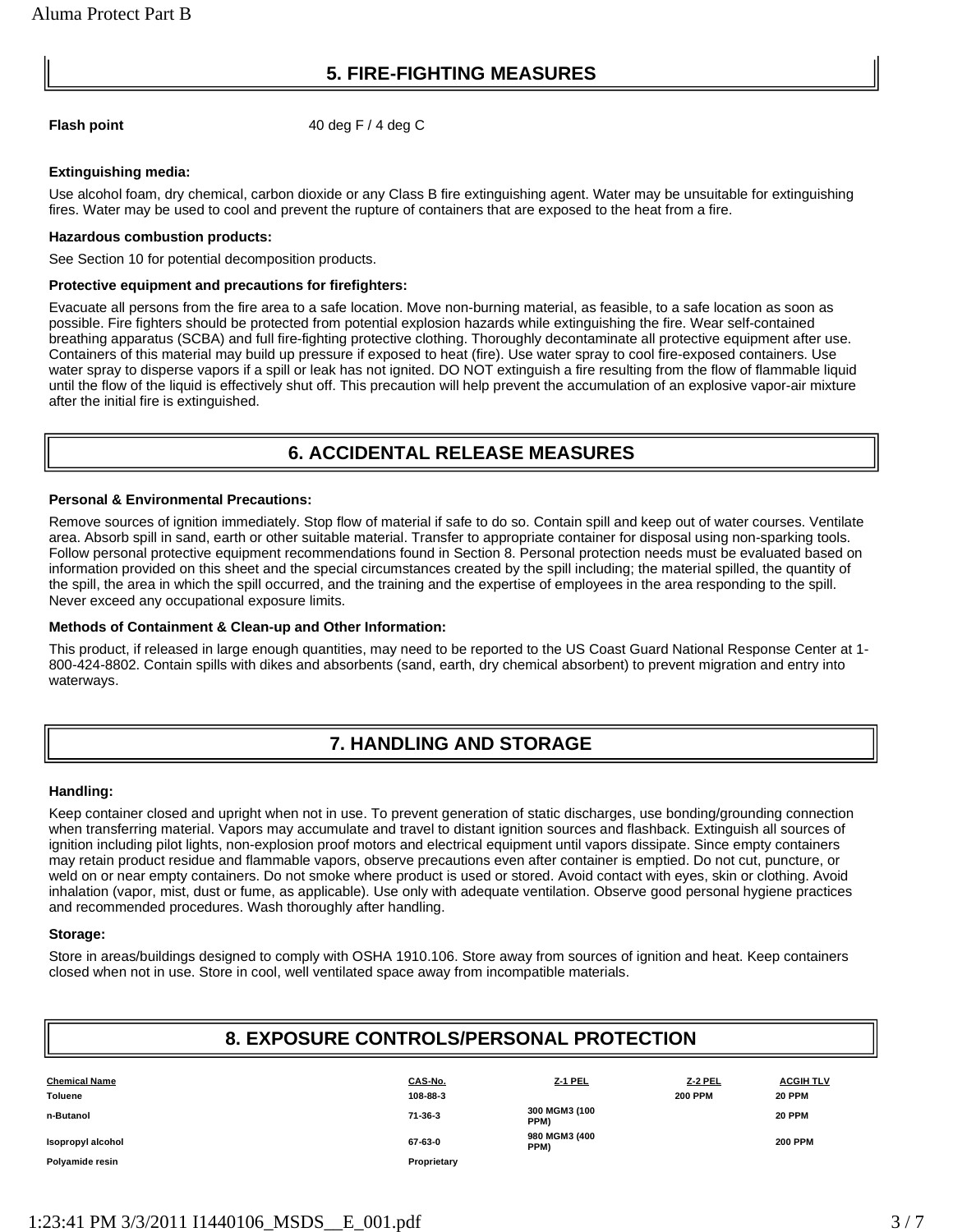## 5. FIRE-FIGHTING MEASURES

**Flash point** 40 deg F / 4 deg C

**Extinguishing media:**

Use alcohol foam, dry chemical, carbon dioxide or any Class B fire extinguishing agent. Water may be unsuitable for extinguishing fires. Water may be used to cool and prevent the rupture of containers that are exposed to the heat from a fire.

**Hazardous combustion products:**

See Section 10 for potential decomposition products.

**Protective equipment and precautions for firefighters:**

Evacuate all persons from the fire area to a safe location. Move non-burning material, as feasible, to a safe location as soon as possible. Fire fighters should be protected from potential explosion hazards while extinguishing the fire. Wear self-contained breathing apparatus (SCBA) and full fire-fighting protective clothing. Thoroughly decontaminate all protective equipment after use. Containers of this material may build up pressure if exposed to heat (fire). Use water spray to cool fire-exposed containers. Use water spray to disperse vapors if a spill or leak has not ignited. DO NOT extinguish a fire resulting from the flow of flammable liquid until the flow of the liquid is effectively shut off. This precaution will help prevent the accumulation of an explosive vapor-air mixture after the initial fire is extinguished.

## 6. ACCIDENTAL RELEASE MEASURES

**Personal & Environmental Precautions:**

Remove sources of ignition immediately. Stop flow of material if safe to do so. Contain spill and keep out of water courses. Ventilate area. Absorb spill in sand, earth or other suitable material. Transfer to appropriate container for disposal using non-sparking tools. Follow personal protective equipment recommendations found in Section 8. Personal protection needs must be evaluated based on information provided on this sheet and the special circumstances created by the spill including; the material spilled, the quantity of the spill, the area in which the spill occurred, and the training and the expertise of employees in the area responding to the spill. Never exceed any occupational exposure limits.

**Methods of Containment & Clean-up and Other Information:**

This product, if released in large enough quantities, may need to be reported to the US Coast Guard National Response Center at 1-800-424-8802. Contain spills with dikes and absorbents (sand, earth, dry chemical absorbent) to prevent migration and entry into waterways.

## 7. HANDLING AND STORAGE

**Handling:**

Keep container closed and upright when not in use. To prevent generation of static discharges, use bonding/grounding connection when transferring material. Vapors may accumulate and travel to distant ignition sources and flashback. Extinguish all sources of ignition including pilot lights, non-explosion proof motors and electrical equipment until vapors dissipate. Since empty containers may retain product residue and flammable vapors, observe precautions even after container is emptied. Do not cut, puncture, or weld on or near empty containers. Do not smoke where product is used or stored. Avoid contact with eyes, skin or clothing. Avoid inhalation (vapor, mist, dust or fume, as applicable). Use only with adequate ventilation. Observe good personal hygiene practices and recommended procedures. Wash thoroughly after handling.

**Storage:**

Store in areas/buildings designed to comply with OSHA 1910.106. Store away from sources of ignition and heat. Keep containers closed when not in use. Store in cool, well ventilated space away from incompatible materials.

## 8. EXPOSURE CONTROLS/PERSONAL PROTECTION

| Chemical Name | CAS-No. | Z-1 PEL | Z-2 PEL | ACGIH TLV |
|---|---|---|---|---|
| Toluene | 108-88-3 | | 200 PPM | 20 PPM |
| n-Butanol | 71-36-3 | 300 MGM3 (100 PPM) | | 20 PPM |
| Isopropyl alcohol | 67-63-0 | 980 MGM3 (400 PPM) | | 200 PPM |
| Polyamide resin | Proprietary | | | |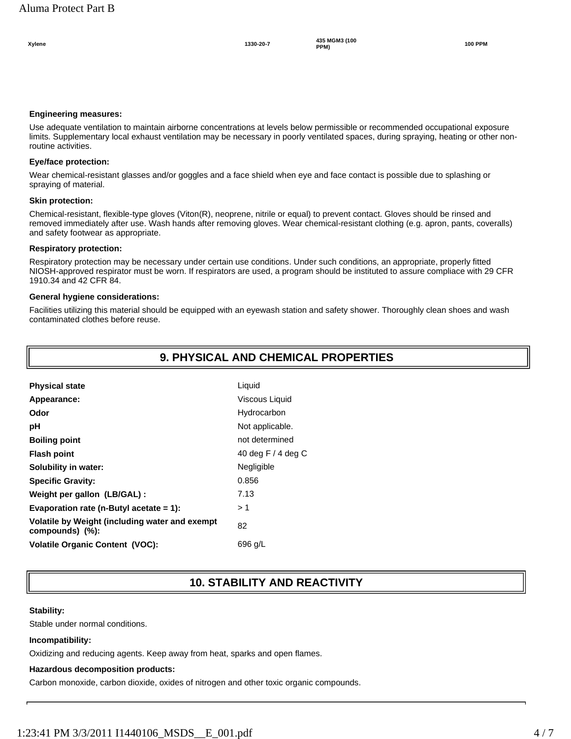| Xylene | 1330-20-7 | 435 MGM3 (100 PPM) | 100 PPM |
|---|---|---|---|

**Engineering measures:**

Use adequate ventilation to maintain airborne concentrations at levels below permissible or recommended occupational exposure limits. Supplementary local exhaust ventilation may be necessary in poorly ventilated spaces, during spraying, heating or other non-routine activities.

**Eye/face protection:**

Wear chemical-resistant glasses and/or goggles and a face shield when eye and face contact is possible due to splashing or spraying of material.

**Skin protection:**

Chemical-resistant, flexible-type gloves (Viton(R), neoprene, nitrile or equal) to prevent contact. Gloves should be rinsed and removed immediately after use. Wash hands after removing gloves. Wear chemical-resistant clothing (e.g. apron, pants, coveralls) and safety footwear as appropriate.

**Respiratory protection:**

Respiratory protection may be necessary under certain use conditions. Under such conditions, an appropriate, properly fitted NIOSH-approved respirator must be worn. If respirators are used, a program should be instituted to assure compliace with 29 CFR 1910.34 and 42 CFR 84.

**General hygiene considerations:**

Facilities utilizing this material should be equipped with an eyewash station and safety shower. Thoroughly clean shoes and wash contaminated clothes before reuse.

## 9. PHYSICAL AND CHEMICAL PROPERTIES

| | |
|---|---|
| **Physical state** | Liquid |
| **Appearance:** | Viscous Liquid |
| **Odor** | Hydrocarbon |
| **pH** | Not applicable. |
| **Boiling point** | not determined |
| **Flash point** | 40 deg F / 4 deg C |
| **Solubility in water:** | Negligible |
| **Specific Gravity:** | 0.856 |
| **Weight per gallon (LB/GAL) :** | 7.13 |
| **Evaporation rate (n-Butyl acetate = 1):** | > 1 |
| **Volatile by Weight (including water and exempt compounds) (%):** | 82 |
| **Volatile Organic Content (VOC):** | 696 g/L |

## 10. STABILITY AND REACTIVITY

**Stability:**

Stable under normal conditions.

**Incompatibility:**

Oxidizing and reducing agents. Keep away from heat, sparks and open flames.

**Hazardous decomposition products:**

Carbon monoxide, carbon dioxide, oxides of nitrogen and other toxic organic compounds.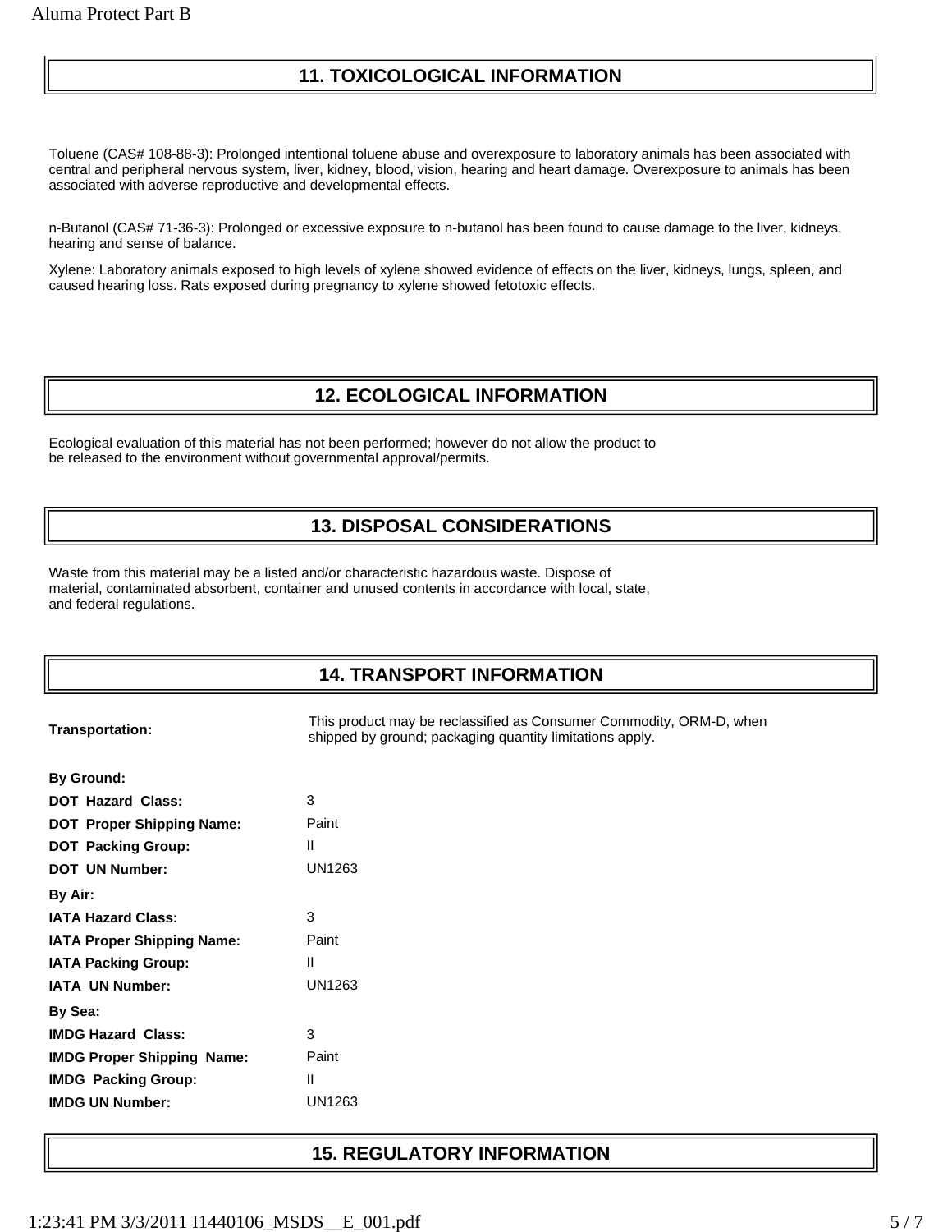## 11. TOXICOLOGICAL INFORMATION

Toluene (CAS# 108-88-3): Prolonged intentional toluene abuse and overexposure to laboratory animals has been associated with central and peripheral nervous system, liver, kidney, blood, vision, hearing and heart damage. Overexposure to animals has been associated with adverse reproductive and developmental effects.

n-Butanol (CAS# 71-36-3): Prolonged or excessive exposure to n-butanol has been found to cause damage to the liver, kidneys, hearing and sense of balance.

Xylene: Laboratory animals exposed to high levels of xylene showed evidence of effects on the liver, kidneys, lungs, spleen, and caused hearing loss. Rats exposed during pregnancy to xylene showed fetotoxic effects.

## 12. ECOLOGICAL INFORMATION

Ecological evaluation of this material has not been performed; however do not allow the product to be released to the environment without governmental approval/permits.

## 13. DISPOSAL CONSIDERATIONS

Waste from this material may be a listed and/or characteristic hazardous waste. Dispose of material, contaminated absorbent, container and unused contents in accordance with local, state, and federal regulations.

## 14. TRANSPORT INFORMATION

**Transportation:** This product may be reclassified as Consumer Commodity, ORM-D, when shipped by ground; packaging quantity limitations apply.

**By Ground:**

**DOT Hazard Class:** 3
**DOT Proper Shipping Name:** Paint
**DOT Packing Group:** II
**DOT UN Number:** UN1263

**By Air:**

**IATA Hazard Class:** 3
**IATA Proper Shipping Name:** Paint
**IATA Packing Group:** II
**IATA UN Number:** UN1263

**By Sea:**

**IMDG Hazard Class:** 3
**IMDG Proper Shipping Name:** Paint
**IMDG Packing Group:** II
**IMDG UN Number:** UN1263

## 15. REGULATORY INFORMATION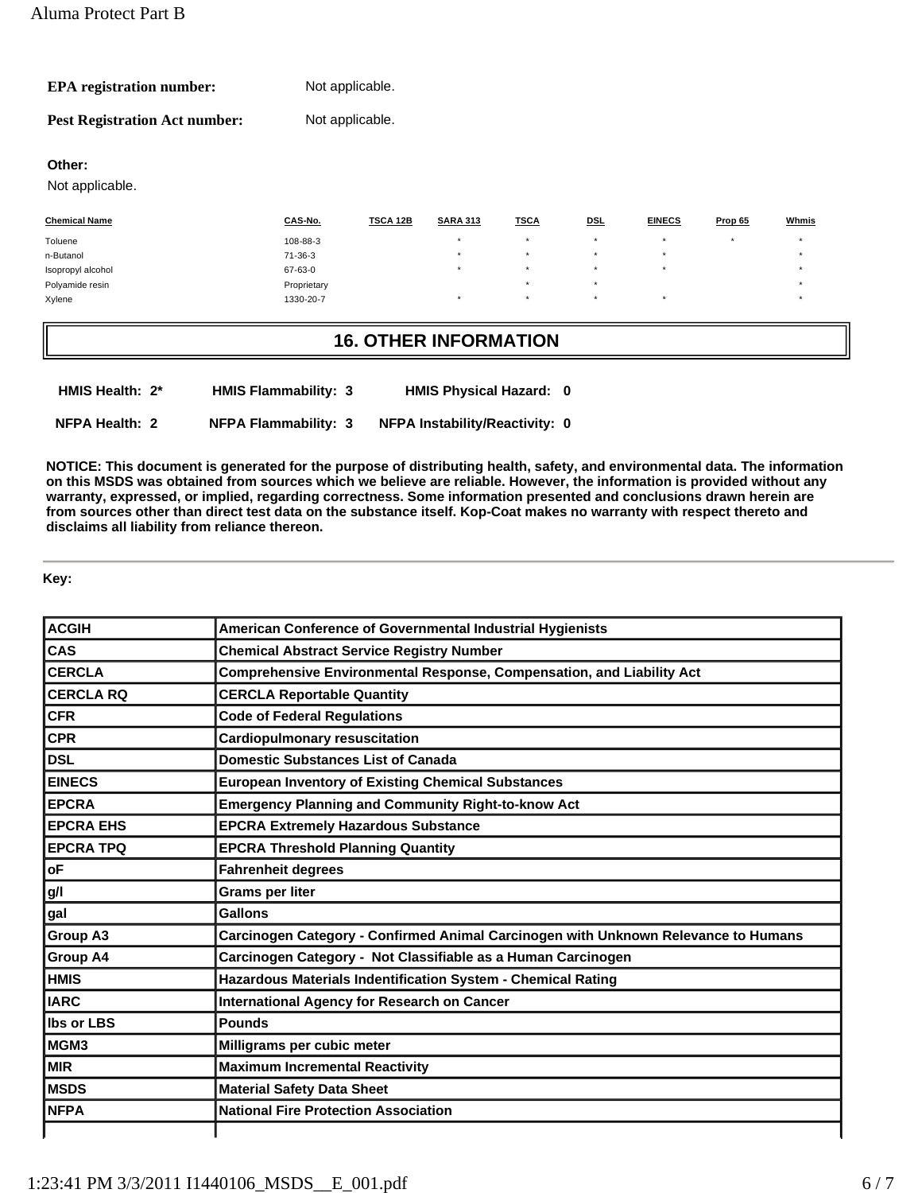**EPA registration number:** Not applicable.

**Pest Registration Act number:** Not applicable.

**Other:**

Not applicable.

| Chemical Name | CAS-No. | TSCA 12B | SARA 313 | TSCA | DSL | EINECS | Prop 65 | Whmis |
|---|---|---|---|---|---|---|---|---|
| Toluene | 108-88-3 | | * | * | * | * | * | * |
| n-Butanol | 71-36-3 | | * | * | * | * | | * |
| Isopropyl alcohol | 67-63-0 | | * | * | * | * | | * |
| Polyamide resin | Proprietary | | | * | * | | | * |
| Xylene | 1330-20-7 | | * | * | * | * | | * |

## 16. OTHER INFORMATION

**HMIS Health: 2*** **HMIS Flammability: 3** **HMIS Physical Hazard: 0**

**NFPA Health: 2** **NFPA Flammability: 3** **NFPA Instability/Reactivity: 0**

**NOTICE: This document is generated for the purpose of distributing health, safety, and environmental data. The information on this MSDS was obtained from sources which we believe are reliable. However, the information is provided without any warranty, expressed, or implied, regarding correctness. Some information presented and conclusions drawn herein are from sources other than direct test data on the substance itself. Kop-Coat makes no warranty with respect thereto and disclaims all liability from reliance thereon.**

**Key:**

| | |
|---|---|
| ACGIH | American Conference of Governmental Industrial Hygienists |
| CAS | Chemical Abstract Service Registry Number |
| CERCLA | Comprehensive Environmental Response, Compensation, and Liability Act |
| CERCLA RQ | CERCLA Reportable Quantity |
| CFR | Code of Federal Regulations |
| CPR | Cardiopulmonary resuscitation |
| DSL | Domestic Substances List of Canada |
| EINECS | European Inventory of Existing Chemical Substances |
| EPCRA | Emergency Planning and Community Right-to-know Act |
| EPCRA EHS | EPCRA Extremely Hazardous Substance |
| EPCRA TPQ | EPCRA Threshold Planning Quantity |
| oF | Fahrenheit degrees |
| g/l | Grams per liter |
| gal | Gallons |
| Group A3 | Carcinogen Category - Confirmed Animal Carcinogen with Unknown Relevance to Humans |
| Group A4 | Carcinogen Category - Not Classifiable as a Human Carcinogen |
| HMIS | Hazardous Materials Indentification System - Chemical Rating |
| IARC | International Agency for Research on Cancer |
| lbs or LBS | Pounds |
| MGM3 | Milligrams per cubic meter |
| MIR | Maximum Incremental Reactivity |
| MSDS | Material Safety Data Sheet |
| NFPA | National Fire Protection Association |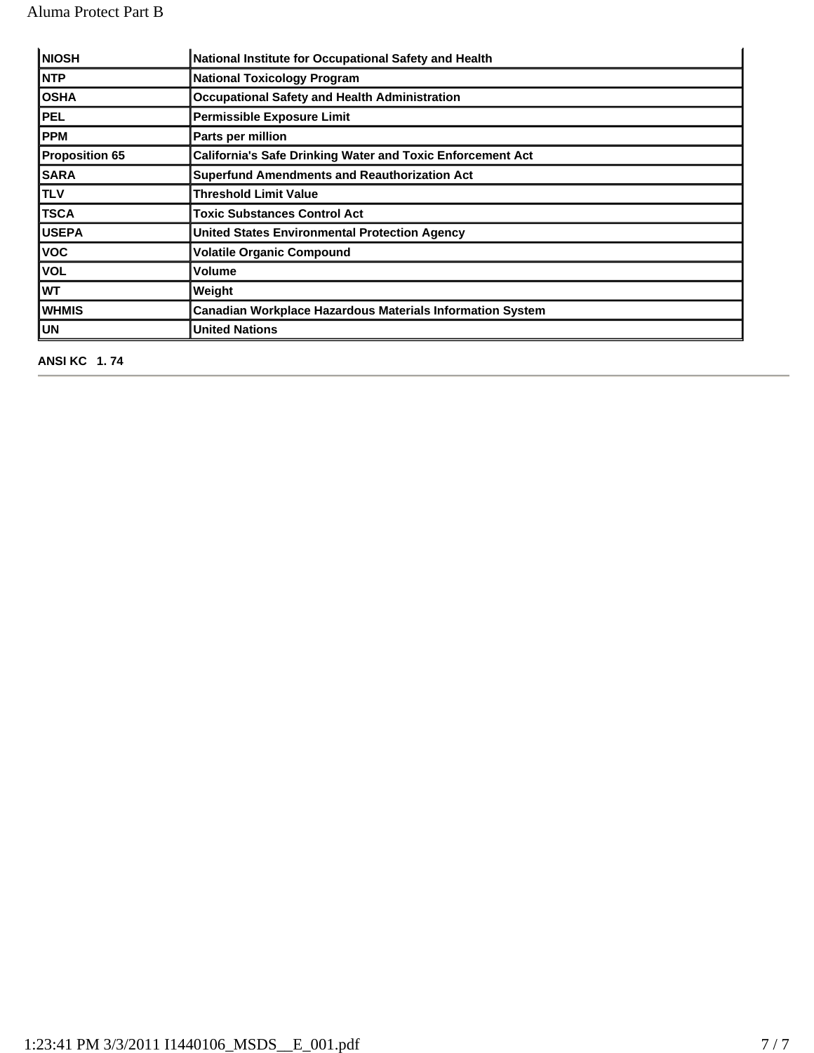| | |
|---|---|
| **NIOSH** | **National Institute for Occupational Safety and Health** |
| **NTP** | **National Toxicology Program** |
| **OSHA** | **Occupational Safety and Health Administration** |
| **PEL** | **Permissible Exposure Limit** |
| **PPM** | **Parts per million** |
| **Proposition 65** | **California's Safe Drinking Water and Toxic Enforcement Act** |
| **SARA** | **Superfund Amendments and Reauthorization Act** |
| **TLV** | **Threshold Limit Value** |
| **TSCA** | **Toxic Substances Control Act** |
| **USEPA** | **United States Environmental Protection Agency** |
| **VOC** | **Volatile Organic Compound** |
| **VOL** | **Volume** |
| **WT** | **Weight** |
| **WHMIS** | **Canadian Workplace Hazardous Materials Information System** |
| **UN** | **United Nations** |

**ANSI KC 1. 74**